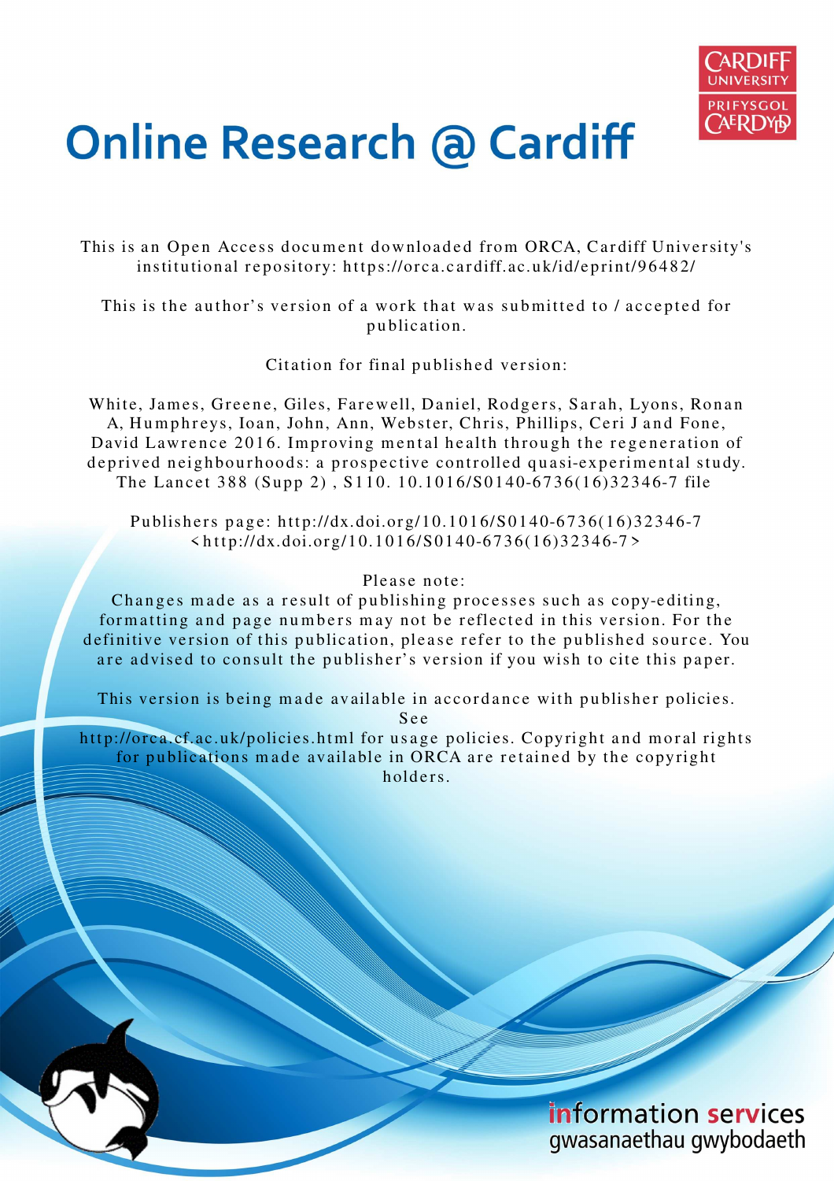# Online Research @ Cardiff

This is an Open Access document downloaded from ORCA, Cardiff University's institutional repository: https://orca.cardiff.ac.uk/id/eprint/96482/

This is the author's version of a work that was submitted to / accepted for publication.

Citation for final published version:

White, James, Greene, Giles, Farewell, Daniel, Rodgers, Sarah, Lyons, Ronan A, Humphreys, Ioan, John, Ann, Webster, Chris, Phillips, Ceri J and Fone, David Lawrence 2016. Improving mental health through the regeneration of deprived neighbourhoods: a prospective controlled quasi-experimental study. The Lancet 388 (Supp 2) , S110. 10.1016/S0140-6736(16)32346-7 file

Publishers page: http://dx.doi.org/10.1016/S0140-6736(16)32346-7 <http://dx.doi.org/10.1016/S0140-6736(16)32346-7>

Please note:
Changes made as a result of publishing processes such as copy-editing, formatting and page numbers may not be reflected in this version. For the definitive version of this publication, please refer to the published source. You are advised to consult the publisher's version if you wish to cite this paper.

This version is being made available in accordance with publisher policies. See http://orca.cf.ac.uk/policies.html for usage policies. Copyright and moral rights for publications made available in ORCA are retained by the copyright holders.

information services
gwasanaethau gwybodaeth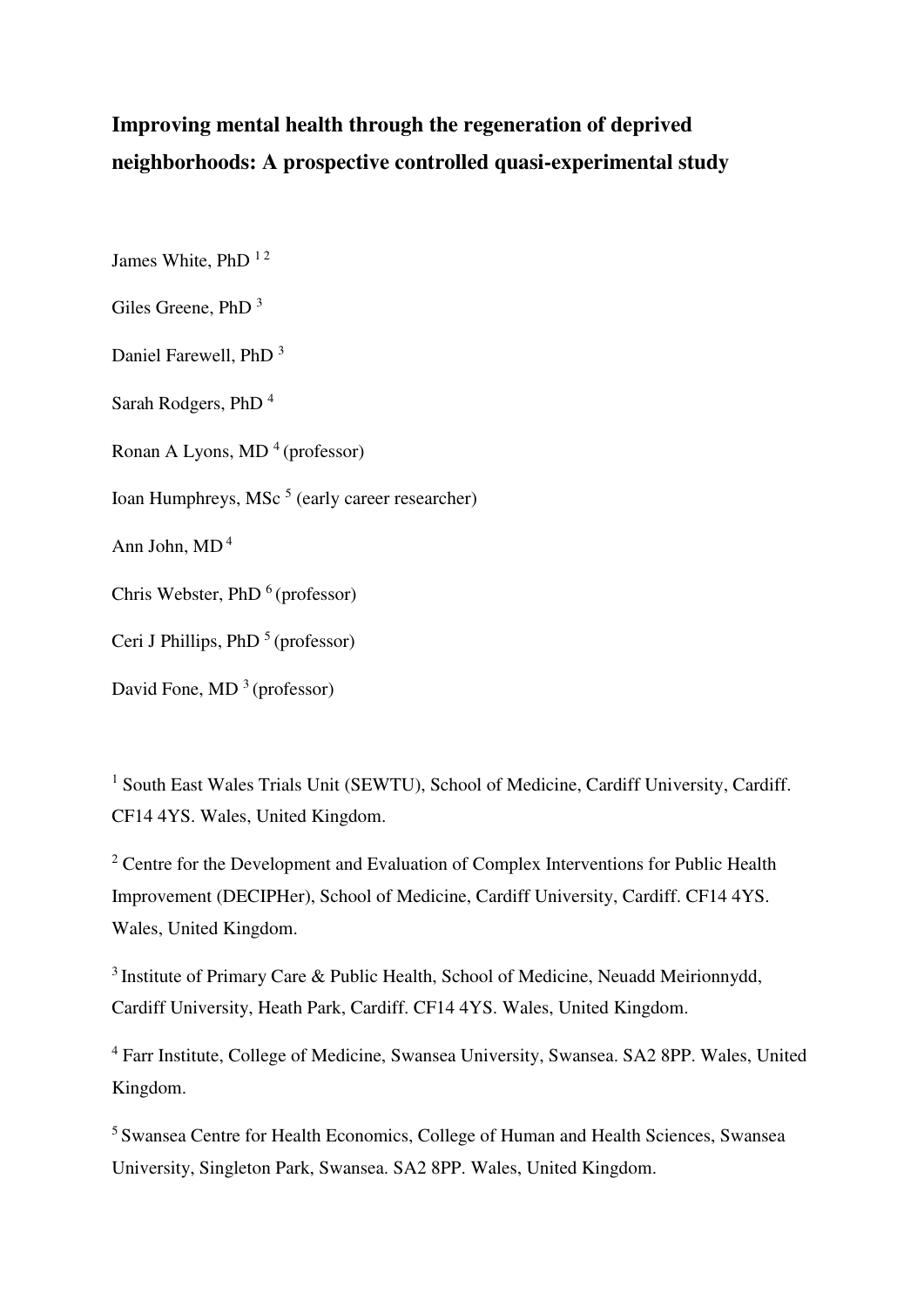# Improving mental health through the regeneration of deprived neighborhoods: A prospective controlled quasi-experimental study

James White, PhD [1 2]

Giles Greene, PhD [3]

Daniel Farewell, PhD [3]

Sarah Rodgers, PhD [4]

Ronan A Lyons, MD [4] (professor)

Ioan Humphreys, MSc [5] (early career researcher)

Ann John, MD [4]

Chris Webster, PhD [6] (professor)

Ceri J Phillips, PhD [5] (professor)

David Fone, MD [3] (professor)

[1] South East Wales Trials Unit (SEWTU), School of Medicine, Cardiff University, Cardiff. CF14 4YS. Wales, United Kingdom.

[2] Centre for the Development and Evaluation of Complex Interventions for Public Health Improvement (DECIPHer), School of Medicine, Cardiff University, Cardiff. CF14 4YS. Wales, United Kingdom.

[3] Institute of Primary Care & Public Health, School of Medicine, Neuadd Meirionnydd, Cardiff University, Heath Park, Cardiff. CF14 4YS. Wales, United Kingdom.

[4] Farr Institute, College of Medicine, Swansea University, Swansea. SA2 8PP. Wales, United Kingdom.

[5] Swansea Centre for Health Economics, College of Human and Health Sciences, Swansea University, Singleton Park, Swansea. SA2 8PP. Wales, United Kingdom.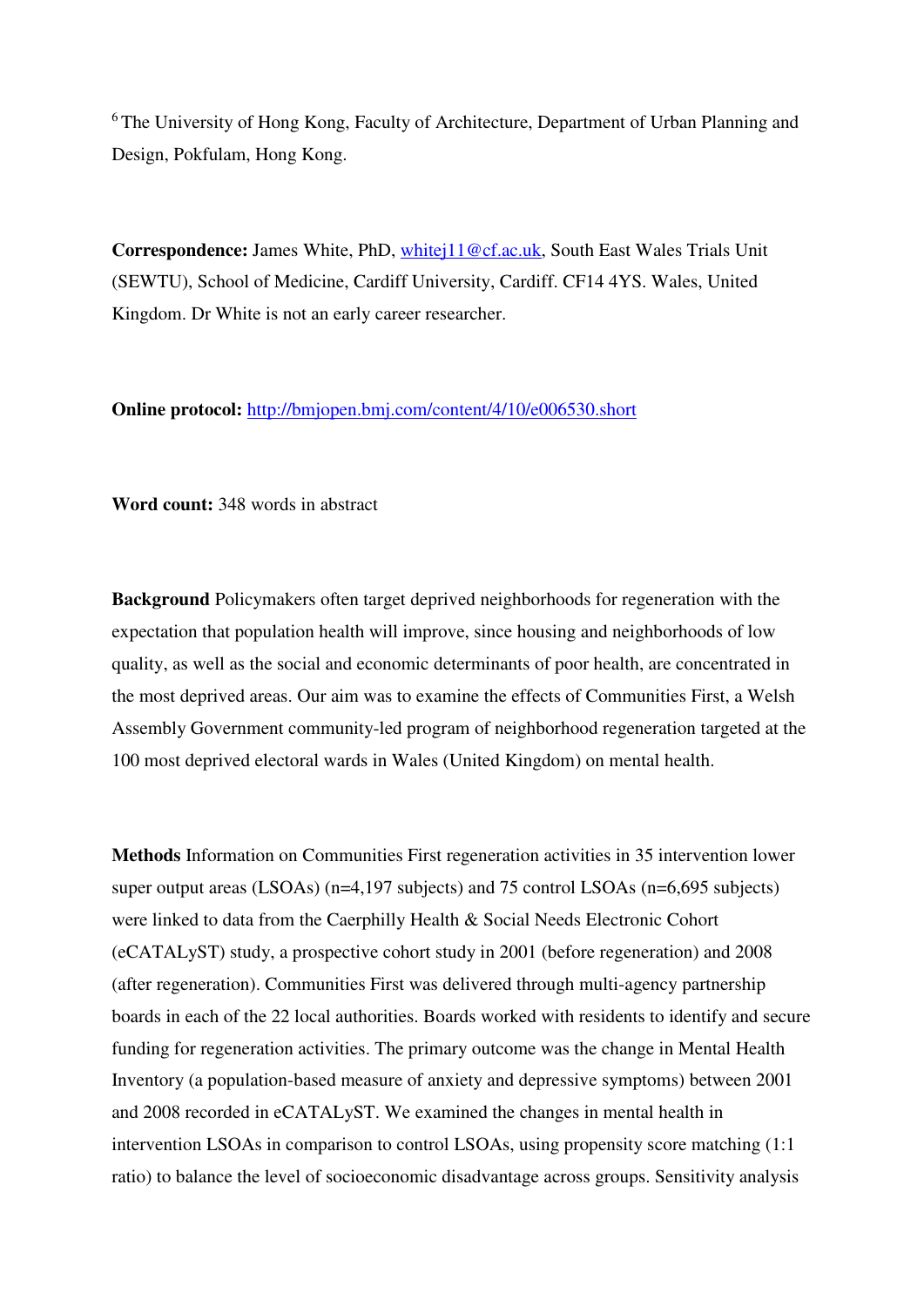[6] The University of Hong Kong, Faculty of Architecture, Department of Urban Planning and Design, Pokfulam, Hong Kong.

**Correspondence:** James White, PhD, whitej11@cf.ac.uk, South East Wales Trials Unit (SEWTU), School of Medicine, Cardiff University, Cardiff. CF14 4YS. Wales, United Kingdom. Dr White is not an early career researcher.

**Online protocol:** http://bmjopen.bmj.com/content/4/10/e006530.short

**Word count:** 348 words in abstract

**Background** Policymakers often target deprived neighborhoods for regeneration with the expectation that population health will improve, since housing and neighborhoods of low quality, as well as the social and economic determinants of poor health, are concentrated in the most deprived areas. Our aim was to examine the effects of Communities First, a Welsh Assembly Government community-led program of neighborhood regeneration targeted at the 100 most deprived electoral wards in Wales (United Kingdom) on mental health.

**Methods** Information on Communities First regeneration activities in 35 intervention lower super output areas (LSOAs) (n=4,197 subjects) and 75 control LSOAs (n=6,695 subjects) were linked to data from the Caerphilly Health & Social Needs Electronic Cohort (eCATALyST) study, a prospective cohort study in 2001 (before regeneration) and 2008 (after regeneration). Communities First was delivered through multi-agency partnership boards in each of the 22 local authorities. Boards worked with residents to identify and secure funding for regeneration activities. The primary outcome was the change in Mental Health Inventory (a population-based measure of anxiety and depressive symptoms) between 2001 and 2008 recorded in eCATALyST. We examined the changes in mental health in intervention LSOAs in comparison to control LSOAs, using propensity score matching (1:1 ratio) to balance the level of socioeconomic disadvantage across groups. Sensitivity analysis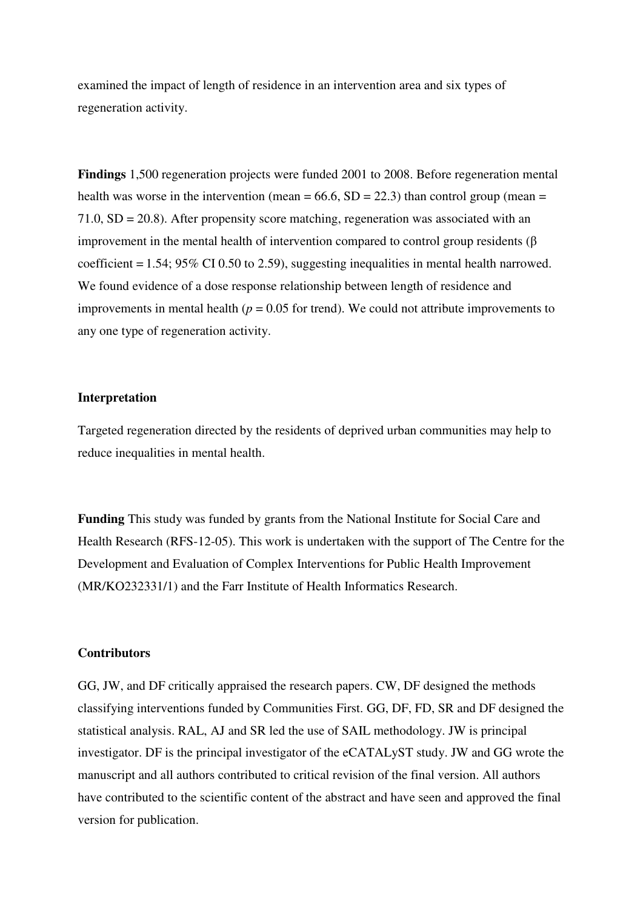examined the impact of length of residence in an intervention area and six types of regeneration activity.

**Findings** 1,500 regeneration projects were funded 2001 to 2008. Before regeneration mental health was worse in the intervention (mean = 66.6, SD = 22.3) than control group (mean = 71.0, SD = 20.8). After propensity score matching, regeneration was associated with an improvement in the mental health of intervention compared to control group residents ($\beta$ coefficient = 1.54; 95% CI 0.50 to 2.59), suggesting inequalities in mental health narrowed. We found evidence of a dose response relationship between length of residence and improvements in mental health ($p = 0.05$ for trend). We could not attribute improvements to any one type of regeneration activity.

**Interpretation**

Targeted regeneration directed by the residents of deprived urban communities may help to reduce inequalities in mental health.

**Funding** This study was funded by grants from the National Institute for Social Care and Health Research (RFS-12-05). This work is undertaken with the support of The Centre for the Development and Evaluation of Complex Interventions for Public Health Improvement (MR/KO232331/1) and the Farr Institute of Health Informatics Research.

**Contributors**

GG, JW, and DF critically appraised the research papers. CW, DF designed the methods classifying interventions funded by Communities First. GG, DF, FD, SR and DF designed the statistical analysis. RAL, AJ and SR led the use of SAIL methodology. JW is principal investigator. DF is the principal investigator of the eCATALyST study. JW and GG wrote the manuscript and all authors contributed to critical revision of the final version. All authors have contributed to the scientific content of the abstract and have seen and approved the final version for publication.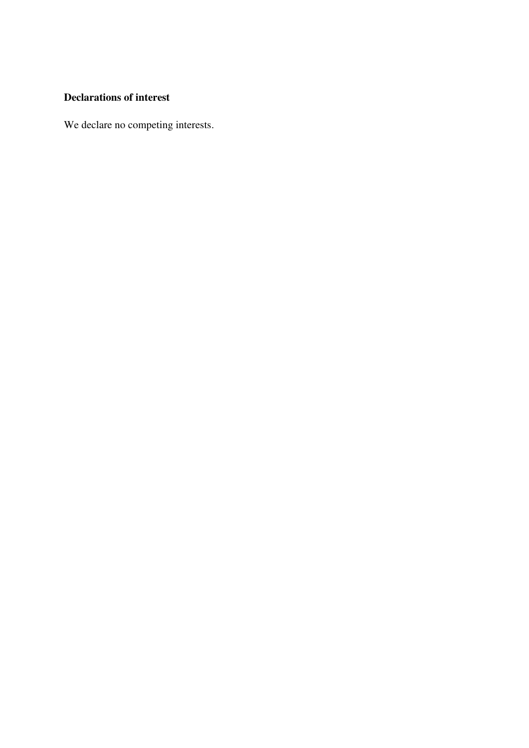## Declarations of interest

We declare no competing interests.